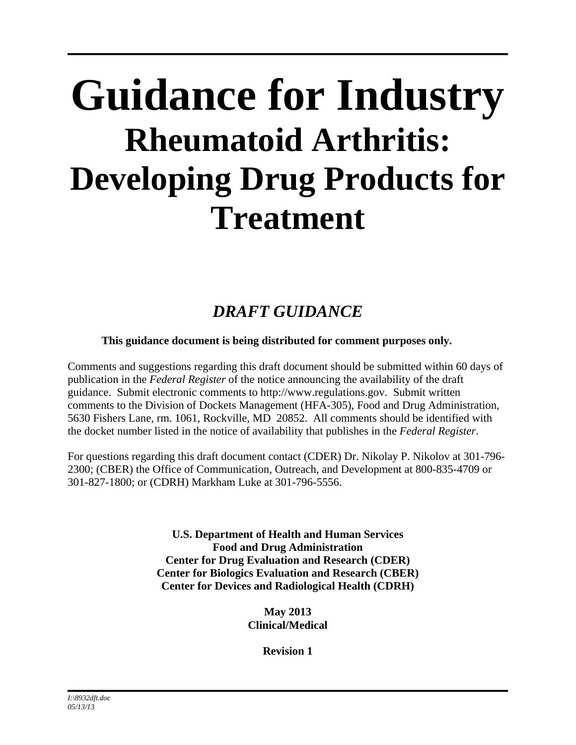# Guidance for Industry

## Rheumatoid Arthritis: Developing Drug Products for Treatment

### *DRAFT GUIDANCE*

**This guidance document is being distributed for comment purposes only.**

Comments and suggestions regarding this draft document should be submitted within 60 days of publication in the *Federal Register* of the notice announcing the availability of the draft guidance. Submit electronic comments to http://www.regulations.gov. Submit written comments to the Division of Dockets Management (HFA-305), Food and Drug Administration, 5630 Fishers Lane, rm. 1061, Rockville, MD 20852. All comments should be identified with the docket number listed in the notice of availability that publishes in the *Federal Register*.

For questions regarding this draft document contact (CDER) Dr. Nikolay P. Nikolov at 301-796-2300; (CBER) the Office of Communication, Outreach, and Development at 800-835-4709 or 301-827-1800; or (CDRH) Markham Luke at 301-796-5556.

**U.S. Department of Health and Human Services**
**Food and Drug Administration**
**Center for Drug Evaluation and Research (CDER)**
**Center for Biologics Evaluation and Research (CBER)**
**Center for Devices and Radiological Health (CDRH)**

**May 2013**
**Clinical/Medical**

**Revision 1**

*I:\8932dft.doc*
*05/13/13*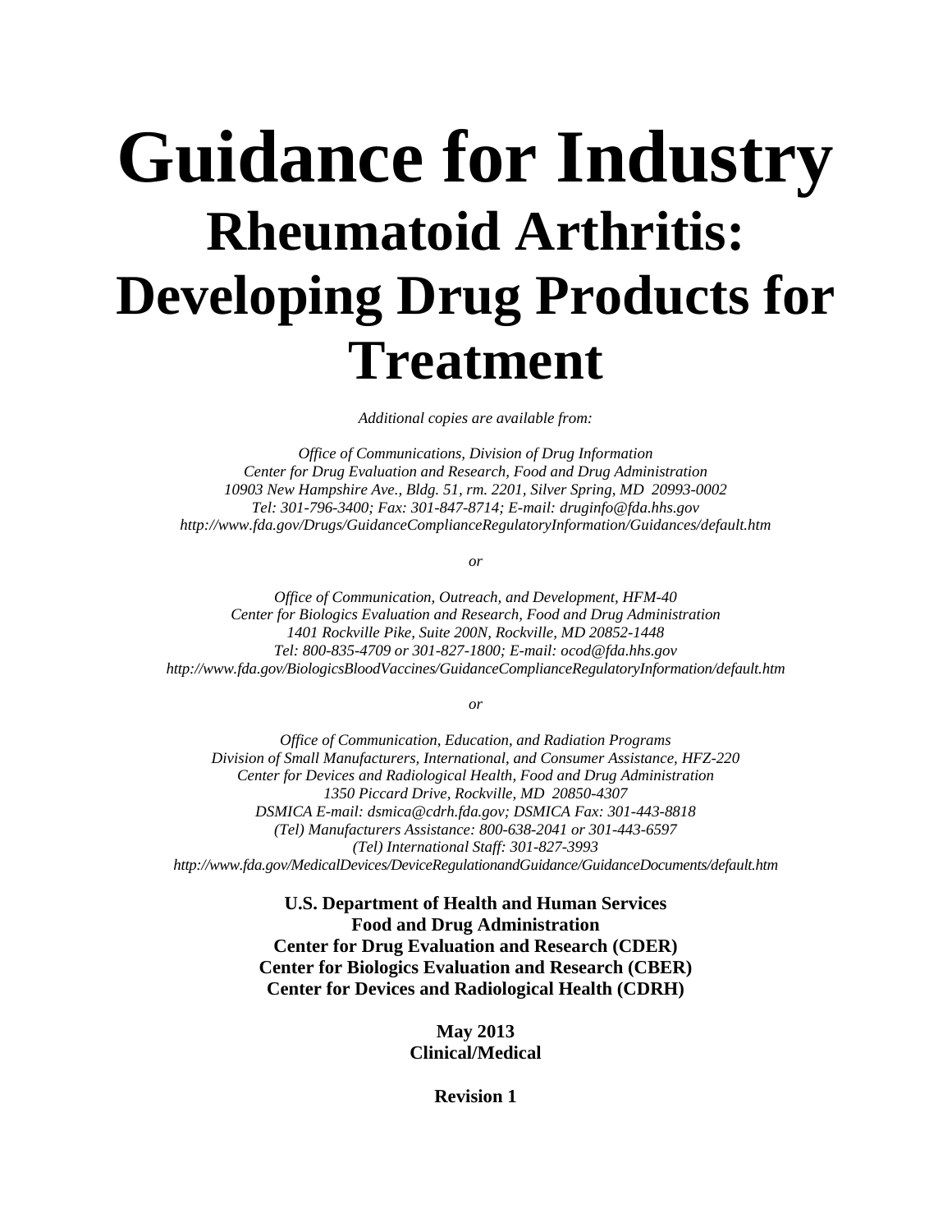# Guidance for Industry

## Rheumatoid Arthritis: Developing Drug Products for Treatment

*Additional copies are available from:*

*Office of Communications, Division of Drug Information*
*Center for Drug Evaluation and Research, Food and Drug Administration*
*10903 New Hampshire Ave., Bldg. 51, rm. 2201, Silver Spring, MD 20993-0002*
*Tel: 301-796-3400; Fax: 301-847-8714; E-mail: druginfo@fda.hhs.gov*
*http://www.fda.gov/Drugs/GuidanceComplianceRegulatoryInformation/Guidances/default.htm*

*or*

*Office of Communication, Outreach, and Development, HFM-40*
*Center for Biologics Evaluation and Research, Food and Drug Administration*
*1401 Rockville Pike, Suite 200N, Rockville, MD 20852-1448*
*Tel: 800-835-4709 or 301-827-1800; E-mail: ocod@fda.hhs.gov*
*http://www.fda.gov/BiologicsBloodVaccines/GuidanceComplianceRegulatoryInformation/default.htm*

*or*

*Office of Communication, Education, and Radiation Programs*
*Division of Small Manufacturers, International, and Consumer Assistance, HFZ-220*
*Center for Devices and Radiological Health, Food and Drug Administration*
*1350 Piccard Drive, Rockville, MD 20850-4307*
*DSMICA E-mail: dsmica@cdrh.fda.gov; DSMICA Fax: 301-443-8818*
*(Tel) Manufacturers Assistance: 800-638-2041 or 301-443-6597*
*(Tel) International Staff: 301-827-3993*
*http://www.fda.gov/MedicalDevices/DeviceRegulationandGuidance/GuidanceDocuments/default.htm*

**U.S. Department of Health and Human Services**
**Food and Drug Administration**
**Center for Drug Evaluation and Research (CDER)**
**Center for Biologics Evaluation and Research (CBER)**
**Center for Devices and Radiological Health (CDRH)**

**May 2013**
**Clinical/Medical**

**Revision 1**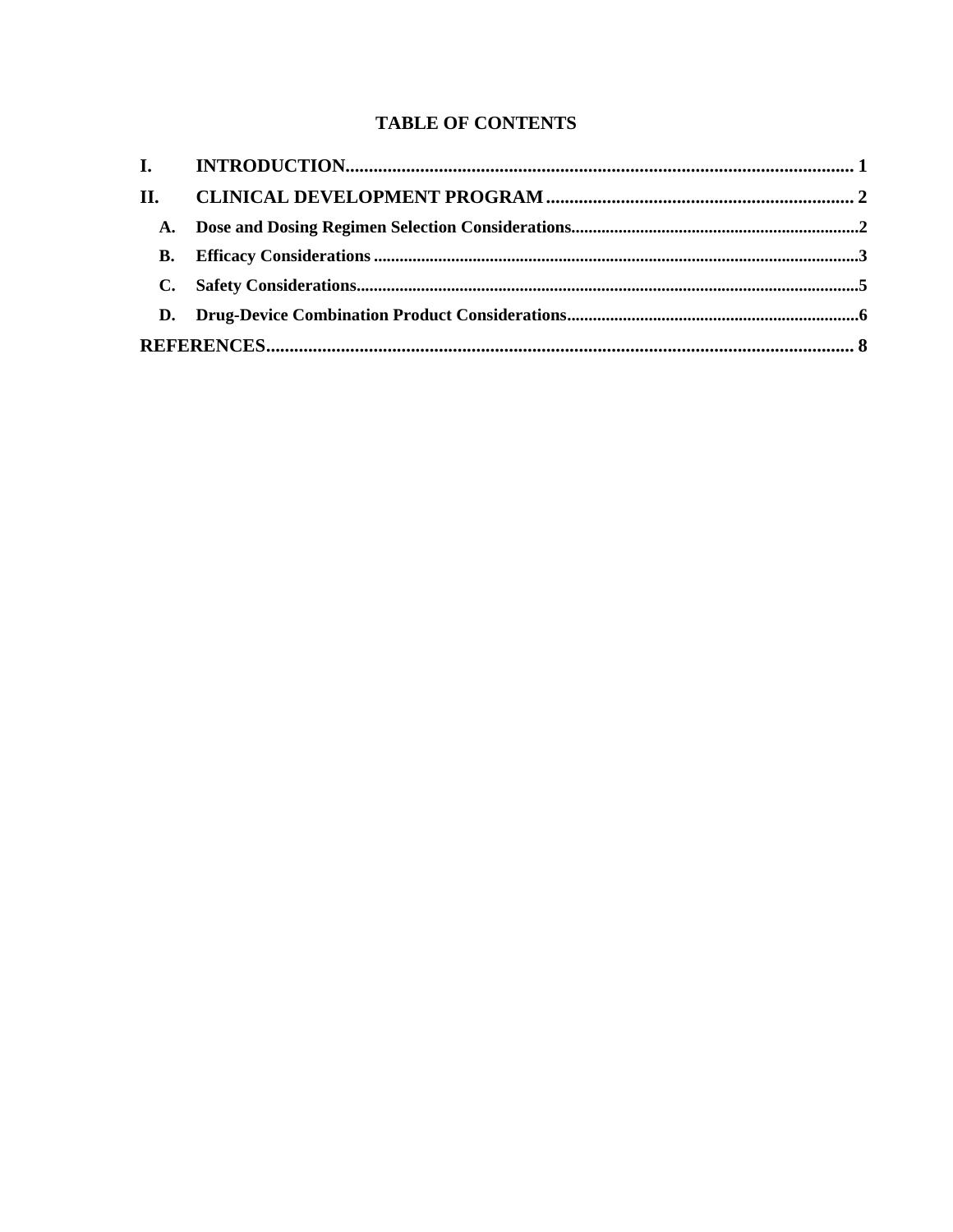# TABLE OF CONTENTS

**I. INTRODUCTION** .......... 1

**II. CLINICAL DEVELOPMENT PROGRAM** .......... 2

- **A. Dose and Dosing Regimen Selection Considerations** .......... 2
- **B. Efficacy Considerations** .......... 3
- **C. Safety Considerations** .......... 5
- **D. Drug-Device Combination Product Considerations** .......... 6

**REFERENCES** .......... 8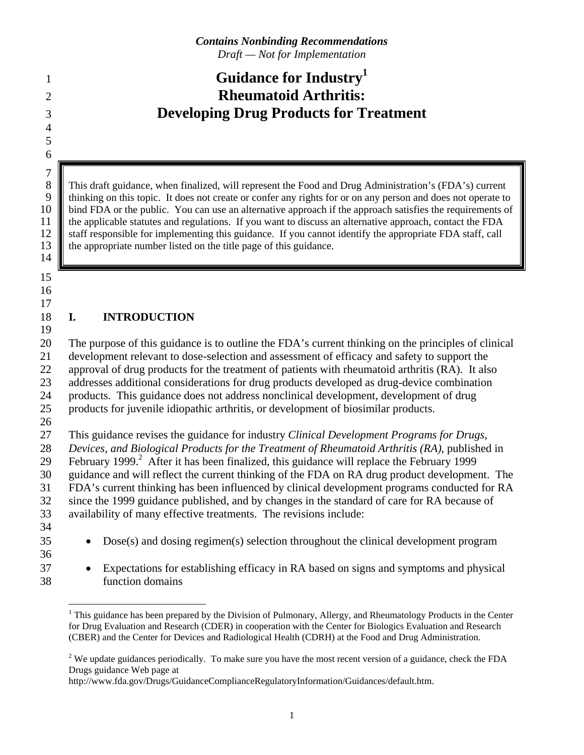*Contains Nonbinding Recommendations*

*Draft — Not for Implementation*

# Guidance for Industry[1]
# Rheumatoid Arthritis: Developing Drug Products for Treatment

> This draft guidance, when finalized, will represent the Food and Drug Administration's (FDA's) current thinking on this topic. It does not create or confer any rights for or on any person and does not operate to bind FDA or the public. You can use an alternative approach if the approach satisfies the requirements of the applicable statutes and regulations. If you want to discuss an alternative approach, contact the FDA staff responsible for implementing this guidance. If you cannot identify the appropriate FDA staff, call the appropriate number listed on the title page of this guidance.

## I. INTRODUCTION

The purpose of this guidance is to outline the FDA's current thinking on the principles of clinical development relevant to dose-selection and assessment of efficacy and safety to support the approval of drug products for the treatment of patients with rheumatoid arthritis (RA). It also addresses additional considerations for drug products developed as drug-device combination products. This guidance does not address nonclinical development, development of drug products for juvenile idiopathic arthritis, or development of biosimilar products.

This guidance revises the guidance for industry *Clinical Development Programs for Drugs, Devices, and Biological Products for the Treatment of Rheumatoid Arthritis (RA)*, published in February 1999.[2] After it has been finalized, this guidance will replace the February 1999 guidance and will reflect the current thinking of the FDA on RA drug product development. The FDA's current thinking has been influenced by clinical development programs conducted for RA since the 1999 guidance published, and by changes in the standard of care for RA because of availability of many effective treatments. The revisions include:

- Dose(s) and dosing regimen(s) selection throughout the clinical development program

- Expectations for establishing efficacy in RA based on signs and symptoms and physical function domains

---

[1] This guidance has been prepared by the Division of Pulmonary, Allergy, and Rheumatology Products in the Center for Drug Evaluation and Research (CDER) in cooperation with the Center for Biologics Evaluation and Research (CBER) and the Center for Devices and Radiological Health (CDRH) at the Food and Drug Administration.

[2] We update guidances periodically. To make sure you have the most recent version of a guidance, check the FDA Drugs guidance Web page at http://www.fda.gov/Drugs/GuidanceComplianceRegulatoryInformation/Guidances/default.htm.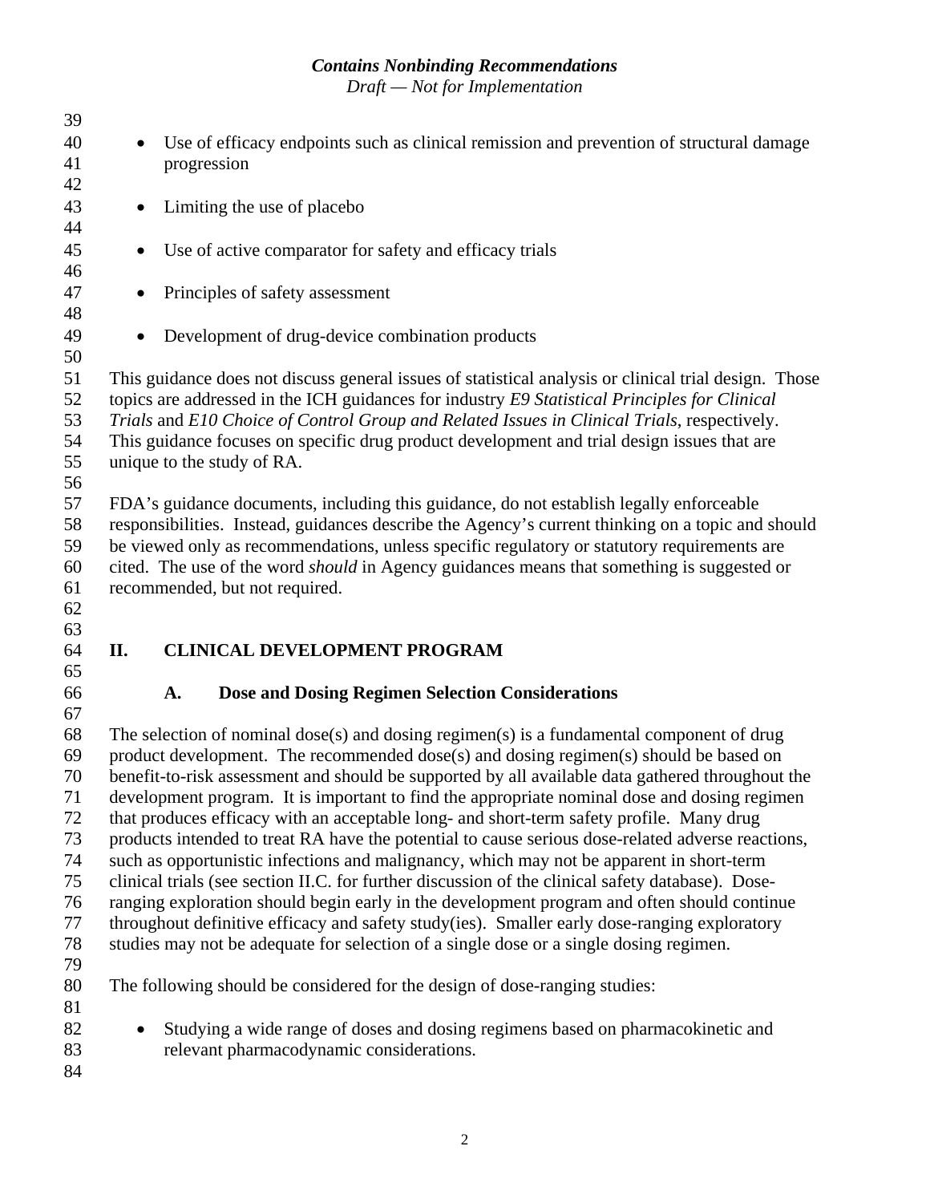- Use of efficacy endpoints such as clinical remission and prevention of structural damage progression

- Limiting the use of placebo

- Use of active comparator for safety and efficacy trials

- Principles of safety assessment

- Development of drug-device combination products

This guidance does not discuss general issues of statistical analysis or clinical trial design. Those topics are addressed in the ICH guidances for industry *E9 Statistical Principles for Clinical Trials* and *E10 Choice of Control Group and Related Issues in Clinical Trials*, respectively. This guidance focuses on specific drug product development and trial design issues that are unique to the study of RA.

FDA's guidance documents, including this guidance, do not establish legally enforceable responsibilities. Instead, guidances describe the Agency's current thinking on a topic and should be viewed only as recommendations, unless specific regulatory or statutory requirements are cited. The use of the word *should* in Agency guidances means that something is suggested or recommended, but not required.

## II. CLINICAL DEVELOPMENT PROGRAM

### A. Dose and Dosing Regimen Selection Considerations

The selection of nominal dose(s) and dosing regimen(s) is a fundamental component of drug product development. The recommended dose(s) and dosing regimen(s) should be based on benefit-to-risk assessment and should be supported by all available data gathered throughout the development program. It is important to find the appropriate nominal dose and dosing regimen that produces efficacy with an acceptable long- and short-term safety profile. Many drug products intended to treat RA have the potential to cause serious dose-related adverse reactions, such as opportunistic infections and malignancy, which may not be apparent in short-term clinical trials (see section II.C. for further discussion of the clinical safety database). Dose-ranging exploration should begin early in the development program and often should continue throughout definitive efficacy and safety study(ies). Smaller early dose-ranging exploratory studies may not be adequate for selection of a single dose or a single dosing regimen.

The following should be considered for the design of dose-ranging studies:

- Studying a wide range of doses and dosing regimens based on pharmacokinetic and relevant pharmacodynamic considerations.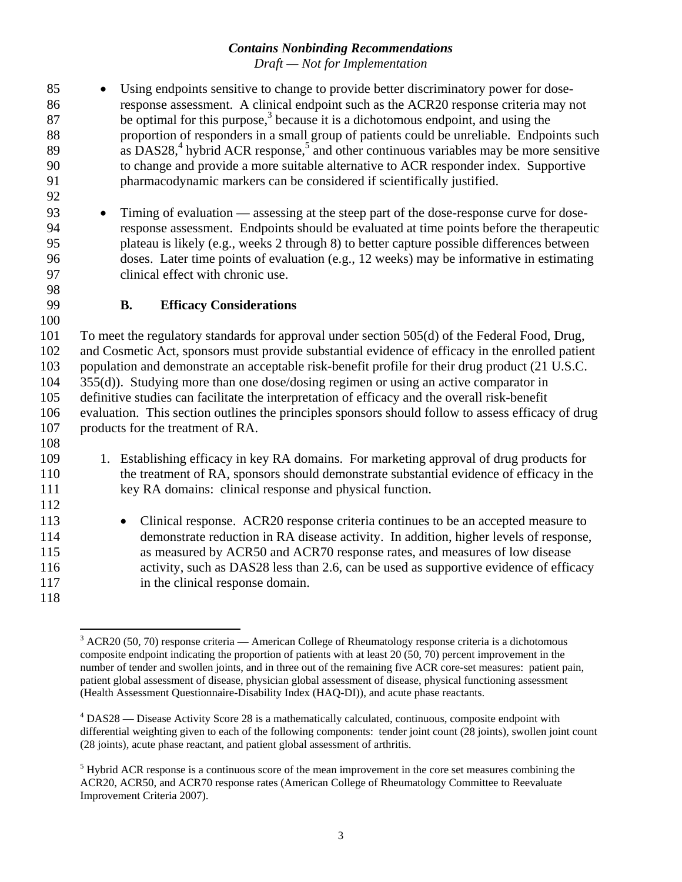- Using endpoints sensitive to change to provide better discriminatory power for dose-response assessment. A clinical endpoint such as the ACR20 response criteria may not be optimal for this purpose,[3] because it is a dichotomous endpoint, and using the proportion of responders in a small group of patients could be unreliable. Endpoints such as DAS28,[4] hybrid ACR response,[5] and other continuous variables may be more sensitive to change and provide a more suitable alternative to ACR responder index. Supportive pharmacodynamic markers can be considered if scientifically justified.

- Timing of evaluation — assessing at the steep part of the dose-response curve for dose-response assessment. Endpoints should be evaluated at time points before the therapeutic plateau is likely (e.g., weeks 2 through 8) to better capture possible differences between doses. Later time points of evaluation (e.g., 12 weeks) may be informative in estimating clinical effect with chronic use.

### B. Efficacy Considerations

To meet the regulatory standards for approval under section 505(d) of the Federal Food, Drug, and Cosmetic Act, sponsors must provide substantial evidence of efficacy in the enrolled patient population and demonstrate an acceptable risk-benefit profile for their drug product (21 U.S.C. 355(d)). Studying more than one dose/dosing regimen or using an active comparator in definitive studies can facilitate the interpretation of efficacy and the overall risk-benefit evaluation. This section outlines the principles sponsors should follow to assess efficacy of drug products for the treatment of RA.

1. Establishing efficacy in key RA domains. For marketing approval of drug products for the treatment of RA, sponsors should demonstrate substantial evidence of efficacy in the key RA domains: clinical response and physical function.

   - Clinical response. ACR20 response criteria continues to be an accepted measure to demonstrate reduction in RA disease activity. In addition, higher levels of response, as measured by ACR50 and ACR70 response rates, and measures of low disease activity, such as DAS28 less than 2.6, can be used as supportive evidence of efficacy in the clinical response domain.

---

[3] ACR20 (50, 70) response criteria — American College of Rheumatology response criteria is a dichotomous composite endpoint indicating the proportion of patients with at least 20 (50, 70) percent improvement in the number of tender and swollen joints, and in three out of the remaining five ACR core-set measures: patient pain, patient global assessment of disease, physician global assessment of disease, physical functioning assessment (Health Assessment Questionnaire-Disability Index (HAQ-DI)), and acute phase reactants.

[4] DAS28 — Disease Activity Score 28 is a mathematically calculated, continuous, composite endpoint with differential weighting given to each of the following components: tender joint count (28 joints), swollen joint count (28 joints), acute phase reactant, and patient global assessment of arthritis.

[5] Hybrid ACR response is a continuous score of the mean improvement in the core set measures combining the ACR20, ACR50, and ACR70 response rates (American College of Rheumatology Committee to Reevaluate Improvement Criteria 2007).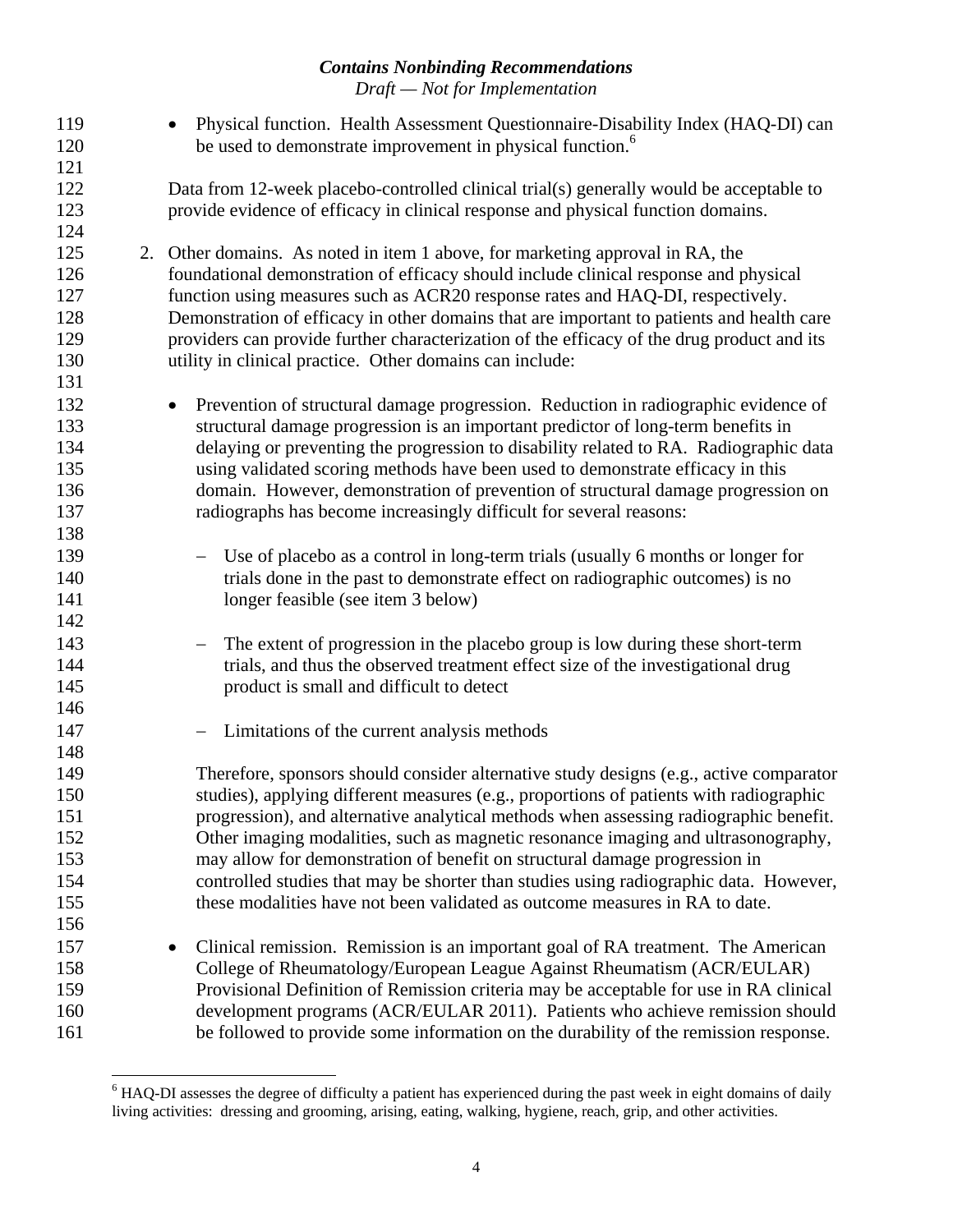- Physical function. Health Assessment Questionnaire-Disability Index (HAQ-DI) can be used to demonstrate improvement in physical function.[6]

Data from 12-week placebo-controlled clinical trial(s) generally would be acceptable to provide evidence of efficacy in clinical response and physical function domains.

2. Other domains. As noted in item 1 above, for marketing approval in RA, the foundational demonstration of efficacy should include clinical response and physical function using measures such as ACR20 response rates and HAQ-DI, respectively. Demonstration of efficacy in other domains that are important to patients and health care providers can provide further characterization of the efficacy of the drug product and its utility in clinical practice. Other domains can include:

   - Prevention of structural damage progression. Reduction in radiographic evidence of structural damage progression is an important predictor of long-term benefits in delaying or preventing the progression to disability related to RA. Radiographic data using validated scoring methods have been used to demonstrate efficacy in this domain. However, demonstration of prevention of structural damage progression on radiographs has become increasingly difficult for several reasons:

     - Use of placebo as a control in long-term trials (usually 6 months or longer for trials done in the past to demonstrate effect on radiographic outcomes) is no longer feasible (see item 3 below)

     - The extent of progression in the placebo group is low during these short-term trials, and thus the observed treatment effect size of the investigational drug product is small and difficult to detect

     - Limitations of the current analysis methods

     Therefore, sponsors should consider alternative study designs (e.g., active comparator studies), applying different measures (e.g., proportions of patients with radiographic progression), and alternative analytical methods when assessing radiographic benefit. Other imaging modalities, such as magnetic resonance imaging and ultrasonography, may allow for demonstration of benefit on structural damage progression in controlled studies that may be shorter than studies using radiographic data. However, these modalities have not been validated as outcome measures in RA to date.

   - Clinical remission. Remission is an important goal of RA treatment. The American College of Rheumatology/European League Against Rheumatism (ACR/EULAR) Provisional Definition of Remission criteria may be acceptable for use in RA clinical development programs (ACR/EULAR 2011). Patients who achieve remission should be followed to provide some information on the durability of the remission response.

[6] HAQ-DI assesses the degree of difficulty a patient has experienced during the past week in eight domains of daily living activities: dressing and grooming, arising, eating, walking, hygiene, reach, grip, and other activities.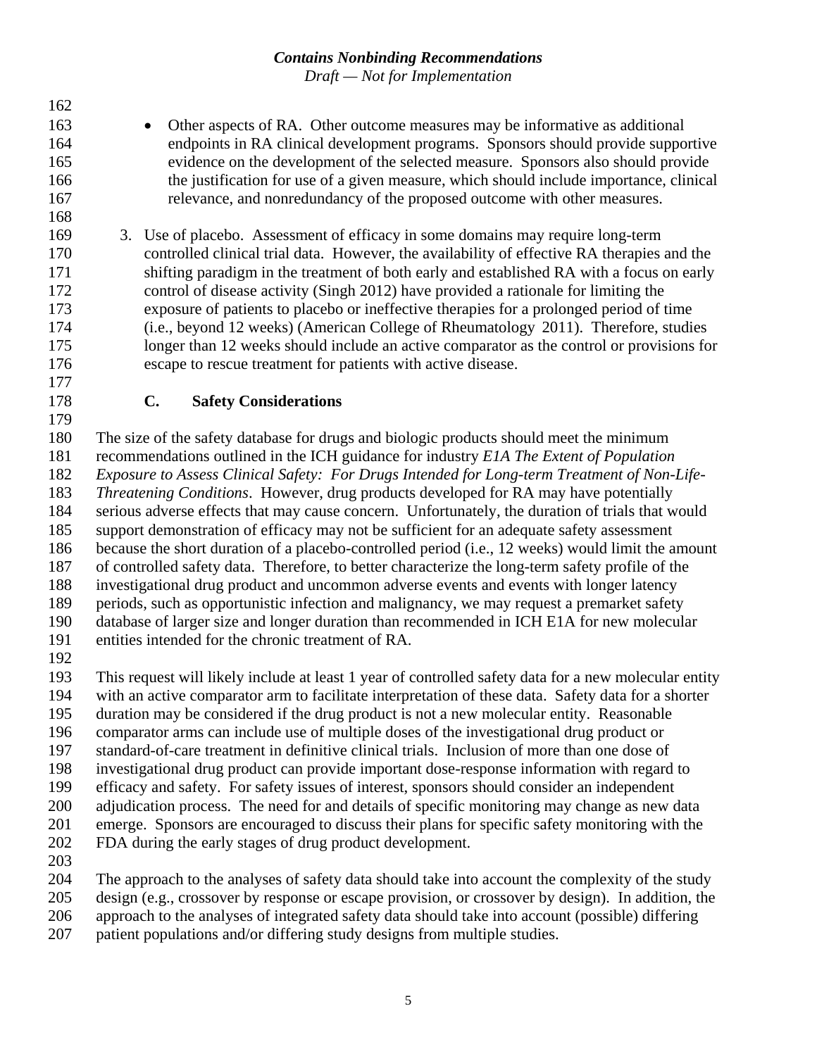- Other aspects of RA. Other outcome measures may be informative as additional endpoints in RA clinical development programs. Sponsors should provide supportive evidence on the development of the selected measure. Sponsors also should provide the justification for use of a given measure, which should include importance, clinical relevance, and nonredundancy of the proposed outcome with other measures.

3. Use of placebo. Assessment of efficacy in some domains may require long-term controlled clinical trial data. However, the availability of effective RA therapies and the shifting paradigm in the treatment of both early and established RA with a focus on early control of disease activity (Singh 2012) have provided a rationale for limiting the exposure of patients to placebo or ineffective therapies for a prolonged period of time (i.e., beyond 12 weeks) (American College of Rheumatology 2011). Therefore, studies longer than 12 weeks should include an active comparator as the control or provisions for escape to rescue treatment for patients with active disease.

### C. Safety Considerations

The size of the safety database for drugs and biologic products should meet the minimum recommendations outlined in the ICH guidance for industry *E1A The Extent of Population Exposure to Assess Clinical Safety: For Drugs Intended for Long-term Treatment of Non-Life-Threatening Conditions*. However, drug products developed for RA may have potentially serious adverse effects that may cause concern. Unfortunately, the duration of trials that would support demonstration of efficacy may not be sufficient for an adequate safety assessment because the short duration of a placebo-controlled period (i.e., 12 weeks) would limit the amount of controlled safety data. Therefore, to better characterize the long-term safety profile of the investigational drug product and uncommon adverse events and events with longer latency periods, such as opportunistic infection and malignancy, we may request a premarket safety database of larger size and longer duration than recommended in ICH E1A for new molecular entities intended for the chronic treatment of RA.

This request will likely include at least 1 year of controlled safety data for a new molecular entity with an active comparator arm to facilitate interpretation of these data. Safety data for a shorter duration may be considered if the drug product is not a new molecular entity. Reasonable comparator arms can include use of multiple doses of the investigational drug product or standard-of-care treatment in definitive clinical trials. Inclusion of more than one dose of investigational drug product can provide important dose-response information with regard to efficacy and safety. For safety issues of interest, sponsors should consider an independent adjudication process. The need for and details of specific monitoring may change as new data emerge. Sponsors are encouraged to discuss their plans for specific safety monitoring with the FDA during the early stages of drug product development.

The approach to the analyses of safety data should take into account the complexity of the study design (e.g., crossover by response or escape provision, or crossover by design). In addition, the approach to the analyses of integrated safety data should take into account (possible) differing patient populations and/or differing study designs from multiple studies.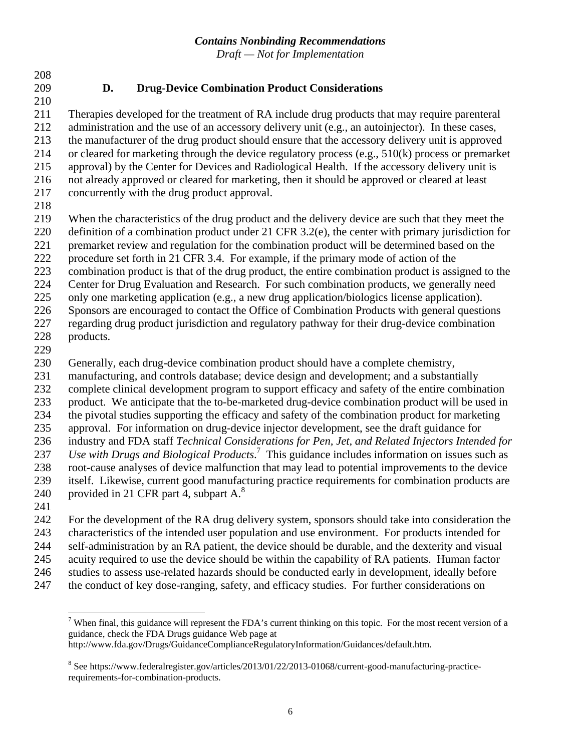### D. Drug-Device Combination Product Considerations

Therapies developed for the treatment of RA include drug products that may require parenteral administration and the use of an accessory delivery unit (e.g., an autoinjector). In these cases, the manufacturer of the drug product should ensure that the accessory delivery unit is approved or cleared for marketing through the device regulatory process (e.g., 510(k) process or premarket approval) by the Center for Devices and Radiological Health. If the accessory delivery unit is not already approved or cleared for marketing, then it should be approved or cleared at least concurrently with the drug product approval.

When the characteristics of the drug product and the delivery device are such that they meet the definition of a combination product under 21 CFR 3.2(e), the center with primary jurisdiction for premarket review and regulation for the combination product will be determined based on the procedure set forth in 21 CFR 3.4. For example, if the primary mode of action of the combination product is that of the drug product, the entire combination product is assigned to the Center for Drug Evaluation and Research. For such combination products, we generally need only one marketing application (e.g., a new drug application/biologics license application). Sponsors are encouraged to contact the Office of Combination Products with general questions regarding drug product jurisdiction and regulatory pathway for their drug-device combination products.

Generally, each drug-device combination product should have a complete chemistry, manufacturing, and controls database; device design and development; and a substantially complete clinical development program to support efficacy and safety of the entire combination product. We anticipate that the to-be-marketed drug-device combination product will be used in the pivotal studies supporting the efficacy and safety of the combination product for marketing approval. For information on drug-device injector development, see the draft guidance for industry and FDA staff *Technical Considerations for Pen, Jet, and Related Injectors Intended for Use with Drugs and Biological Products*.[7] This guidance includes information on issues such as root-cause analyses of device malfunction that may lead to potential improvements to the device itself. Likewise, current good manufacturing practice requirements for combination products are provided in 21 CFR part 4, subpart A.[8]

For the development of the RA drug delivery system, sponsors should take into consideration the characteristics of the intended user population and use environment. For products intended for self-administration by an RA patient, the device should be durable, and the dexterity and visual acuity required to use the device should be within the capability of RA patients. Human factor studies to assess use-related hazards should be conducted early in development, ideally before the conduct of key dose-ranging, safety, and efficacy studies. For further considerations on

---

[7] When final, this guidance will represent the FDA's current thinking on this topic. For the most recent version of a guidance, check the FDA Drugs guidance Web page at http://www.fda.gov/Drugs/GuidanceComplianceRegulatoryInformation/Guidances/default.htm.

[8] See https://www.federalregister.gov/articles/2013/01/22/2013-01068/current-good-manufacturing-practice-requirements-for-combination-products.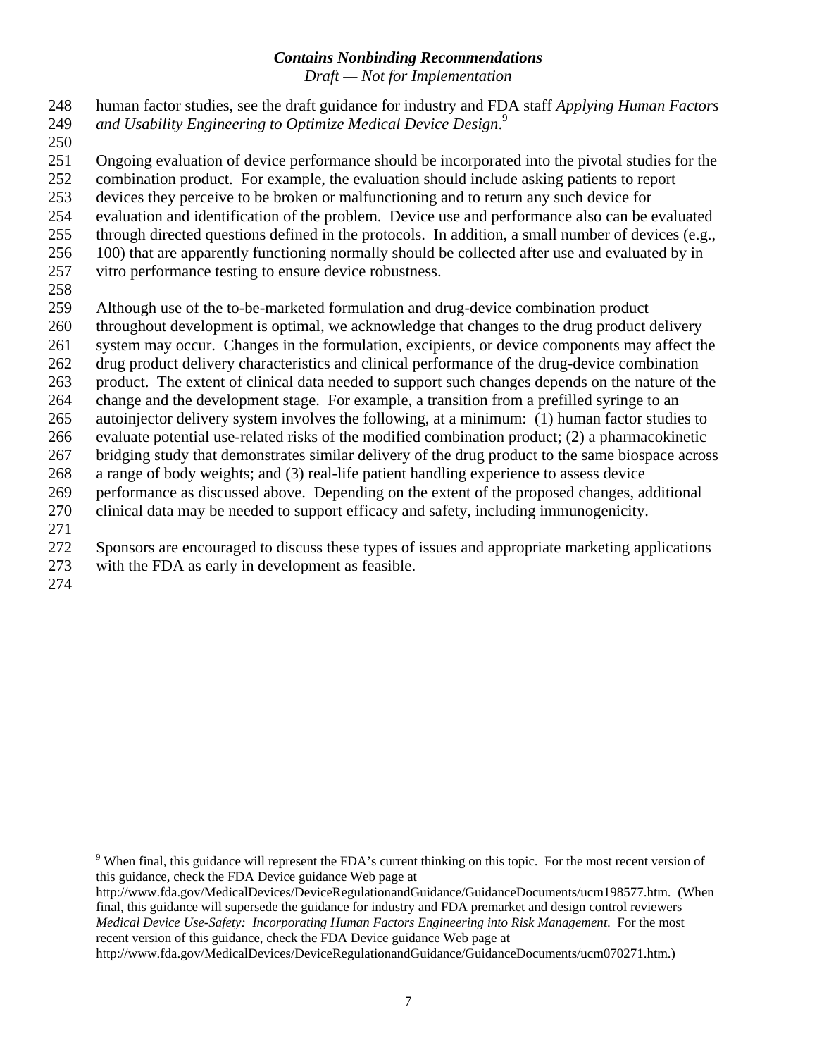human factor studies, see the draft guidance for industry and FDA staff *Applying Human Factors and Usability Engineering to Optimize Medical Device Design*.[9]

Ongoing evaluation of device performance should be incorporated into the pivotal studies for the combination product. For example, the evaluation should include asking patients to report devices they perceive to be broken or malfunctioning and to return any such device for evaluation and identification of the problem. Device use and performance also can be evaluated through directed questions defined in the protocols. In addition, a small number of devices (e.g., 100) that are apparently functioning normally should be collected after use and evaluated by in vitro performance testing to ensure device robustness.

Although use of the to-be-marketed formulation and drug-device combination product throughout development is optimal, we acknowledge that changes to the drug product delivery system may occur. Changes in the formulation, excipients, or device components may affect the drug product delivery characteristics and clinical performance of the drug-device combination product. The extent of clinical data needed to support such changes depends on the nature of the change and the development stage. For example, a transition from a prefilled syringe to an autoinjector delivery system involves the following, at a minimum: (1) human factor studies to evaluate potential use-related risks of the modified combination product; (2) a pharmacokinetic bridging study that demonstrates similar delivery of the drug product to the same biospace across a range of body weights; and (3) real-life patient handling experience to assess device performance as discussed above. Depending on the extent of the proposed changes, additional clinical data may be needed to support efficacy and safety, including immunogenicity.

Sponsors are encouraged to discuss these types of issues and appropriate marketing applications with the FDA as early in development as feasible.

---

[9] When final, this guidance will represent the FDA's current thinking on this topic. For the most recent version of this guidance, check the FDA Device guidance Web page at http://www.fda.gov/MedicalDevices/DeviceRegulationandGuidance/GuidanceDocuments/ucm198577.htm. (When final, this guidance will supersede the guidance for industry and FDA premarket and design control reviewers *Medical Device Use-Safety: Incorporating Human Factors Engineering into Risk Management*. For the most recent version of this guidance, check the FDA Device guidance Web page at http://www.fda.gov/MedicalDevices/DeviceRegulationandGuidance/GuidanceDocuments/ucm070271.htm.)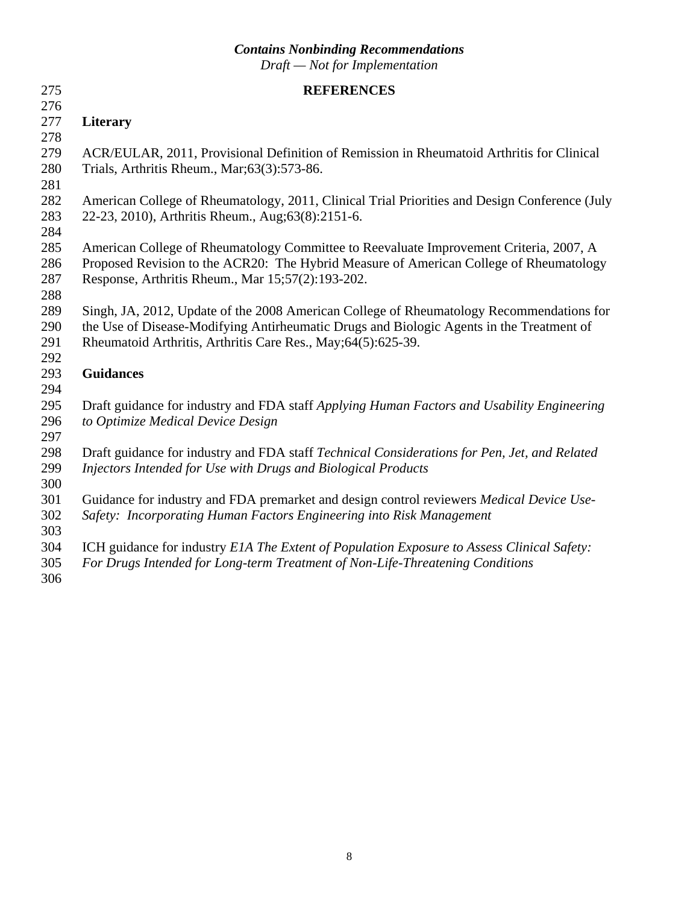## REFERENCES

### Literary

ACR/EULAR, 2011, Provisional Definition of Remission in Rheumatoid Arthritis for Clinical Trials, Arthritis Rheum., Mar;63(3):573-86.

American College of Rheumatology, 2011, Clinical Trial Priorities and Design Conference (July 22-23, 2010), Arthritis Rheum., Aug;63(8):2151-6.

American College of Rheumatology Committee to Reevaluate Improvement Criteria, 2007, A Proposed Revision to the ACR20: The Hybrid Measure of American College of Rheumatology Response, Arthritis Rheum., Mar 15;57(2):193-202.

Singh, JA, 2012, Update of the 2008 American College of Rheumatology Recommendations for the Use of Disease-Modifying Antirheumatic Drugs and Biologic Agents in the Treatment of Rheumatoid Arthritis, Arthritis Care Res., May;64(5):625-39.

### Guidances

Draft guidance for industry and FDA staff *Applying Human Factors and Usability Engineering to Optimize Medical Device Design*

Draft guidance for industry and FDA staff *Technical Considerations for Pen, Jet, and Related Injectors Intended for Use with Drugs and Biological Products*

Guidance for industry and FDA premarket and design control reviewers *Medical Device Use-Safety: Incorporating Human Factors Engineering into Risk Management*

ICH guidance for industry *E1A The Extent of Population Exposure to Assess Clinical Safety: For Drugs Intended for Long-term Treatment of Non-Life-Threatening Conditions*